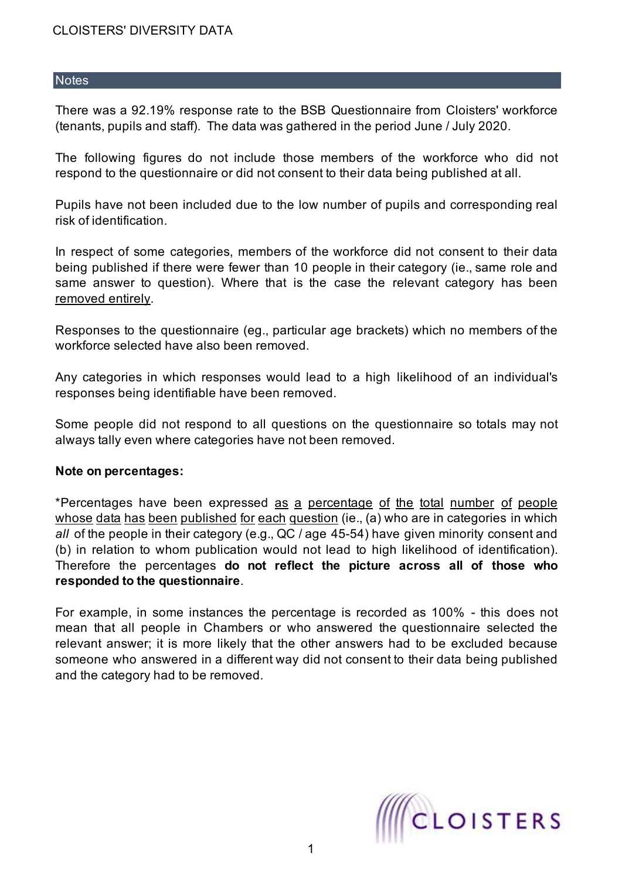# CLOISTERS' DIVERSITY DATA

## Notes

There was a 92.19% response rate to the BSB Questionnaire from Cloisters' workforce (tenants, pupils and staff). The data was gathered in the period June / July 2020.

The following figures do not include those members of the workforce who did not respond to the questionnaire or did not consent to their data being published at all.

Pupils have not been included due to the low number of pupils and corresponding real risk of identification.

In respect of some categories, members of the workforce did not consent to their data being published if there were fewer than 10 people in their category (ie., same role and same answer to question). Where that is the case the relevant category has been <u>removed entirely</u>.

Responses to the questionnaire (eg., particular age brackets) which no members of the workforce selected have also been removed.

Any categories in which responses would lead to a high likelihood of an individual's responses being identifiable have been removed.

Some people did not respond to all questions on the questionnaire so totals may not always tally even where categories have not been removed.

**Note on percentages:**

*Percentages have been expressed <u>as a percentage of the total number of people whose data has been published for each question</u> (ie., (a) who are in categories in which *all* of the people in their category (e.g., QC / age 45-54) have given minority consent and (b) in relation to whom publication would not lead to high likelihood of identification). Therefore the percentages **do not reflect the picture across all of those who responded to the questionnaire**.

For example, in some instances the percentage is recorded as 100% - this does not mean that all people in Chambers or who answered the questionnaire selected the relevant answer; it is more likely that the other answers had to be excluded because someone who answered in a different way did not consent to their data being published and the category had to be removed.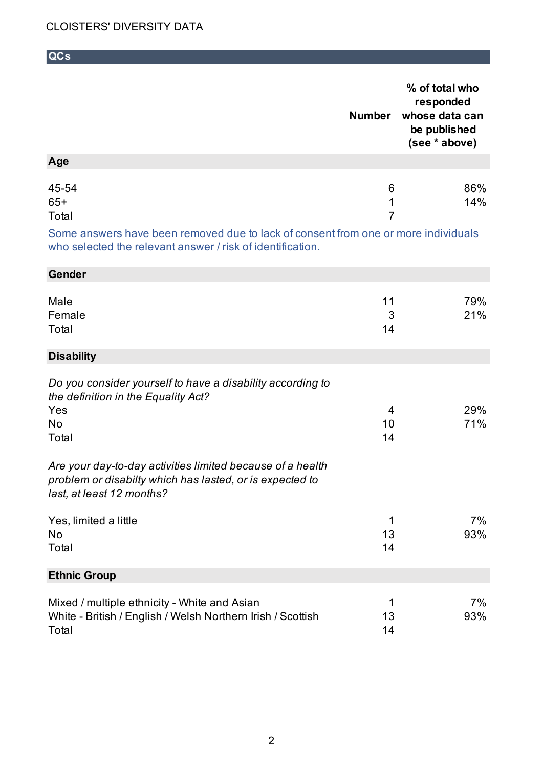CLOISTERS' DIVERSITY DATA

## QCs

| | Number | % of total who responded whose data can be published (see * above) |
|---|---|---|
| **Age** | | |
| 45-54 | 6 | 86% |
| 65+ | 1 | 14% |
| Total | 7 | |

Some answers have been removed due to lack of consent from one or more individuals who selected the relevant answer / risk of identification.

| **Gender** | | |
|---|---|---|
| Male | 11 | 79% |
| Female | 3 | 21% |
| Total | 14 | |

| **Disability** | | |
|---|---|---|
| *Do you consider yourself to have a disability according to the definition in the Equality Act?* | | |
| Yes | 4 | 29% |
| No | 10 | 71% |
| Total | 14 | |
| *Are your day-to-day activities limited because of a health problem or disabilty which has lasted, or is expected to last, at least 12 months?* | | |
| Yes, limited a little | 1 | 7% |
| No | 13 | 93% |
| Total | 14 | |

| **Ethnic Group** | | |
|---|---|---|
| Mixed / multiple ethnicity - White and Asian | 1 | 7% |
| White - British / English / Welsh Northern Irish / Scottish | 13 | 93% |
| Total | 14 | |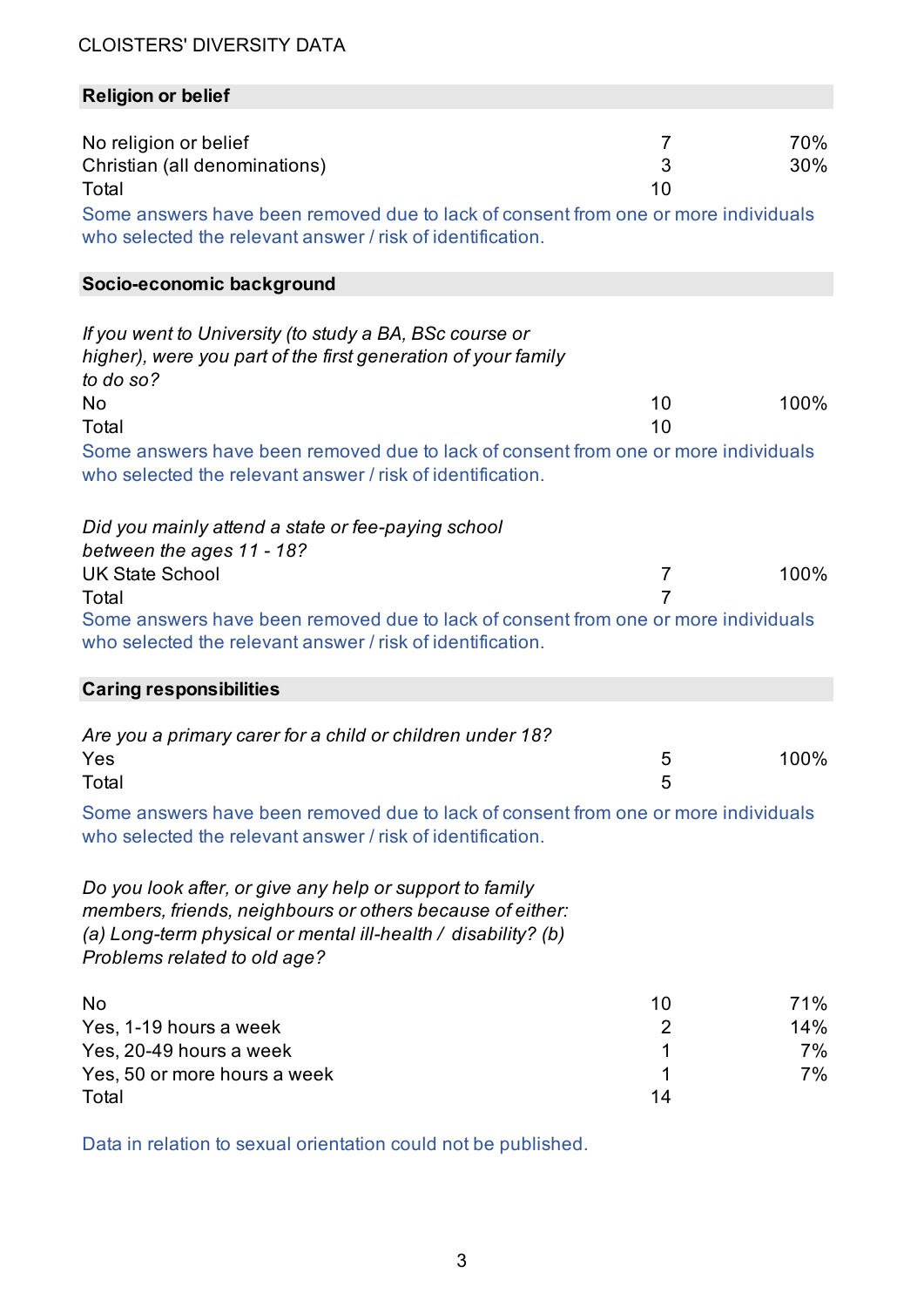CLOISTERS' DIVERSITY DATA

## Religion or belief

| | | |
|---|---|---|
| No religion or belief | 7 | 70% |
| Christian (all denominations) | 3 | 30% |
| Total | 10 | |

Some answers have been removed due to lack of consent from one or more individuals who selected the relevant answer / risk of identification.

## Socio-economic background

*If you went to University (to study a BA, BSc course or higher), were you part of the first generation of your family to do so?*

| | | |
|---|---|---|
| No | 10 | 100% |
| Total | 10 | |

Some answers have been removed due to lack of consent from one or more individuals who selected the relevant answer / risk of identification.

*Did you mainly attend a state or fee-paying school between the ages 11 - 18?*

| | | |
|---|---|---|
| UK State School | 7 | 100% |
| Total | 7 | |

Some answers have been removed due to lack of consent from one or more individuals who selected the relevant answer / risk of identification.

## Caring responsibilities

*Are you a primary carer for a child or children under 18?*

| | | |
|---|---|---|
| Yes | 5 | 100% |
| Total | 5 | |

Some answers have been removed due to lack of consent from one or more individuals who selected the relevant answer / risk of identification.

*Do you look after, or give any help or support to family members, friends, neighbours or others because of either: (a) Long-term physical or mental ill-health / disability? (b) Problems related to old age?*

| | | |
|---|---|---|
| No | 10 | 71% |
| Yes, 1-19 hours a week | 2 | 14% |
| Yes, 20-49 hours a week | 1 | 7% |
| Yes, 50 or more hours a week | 1 | 7% |
| Total | 14 | |

Data in relation to sexual orientation could not be published.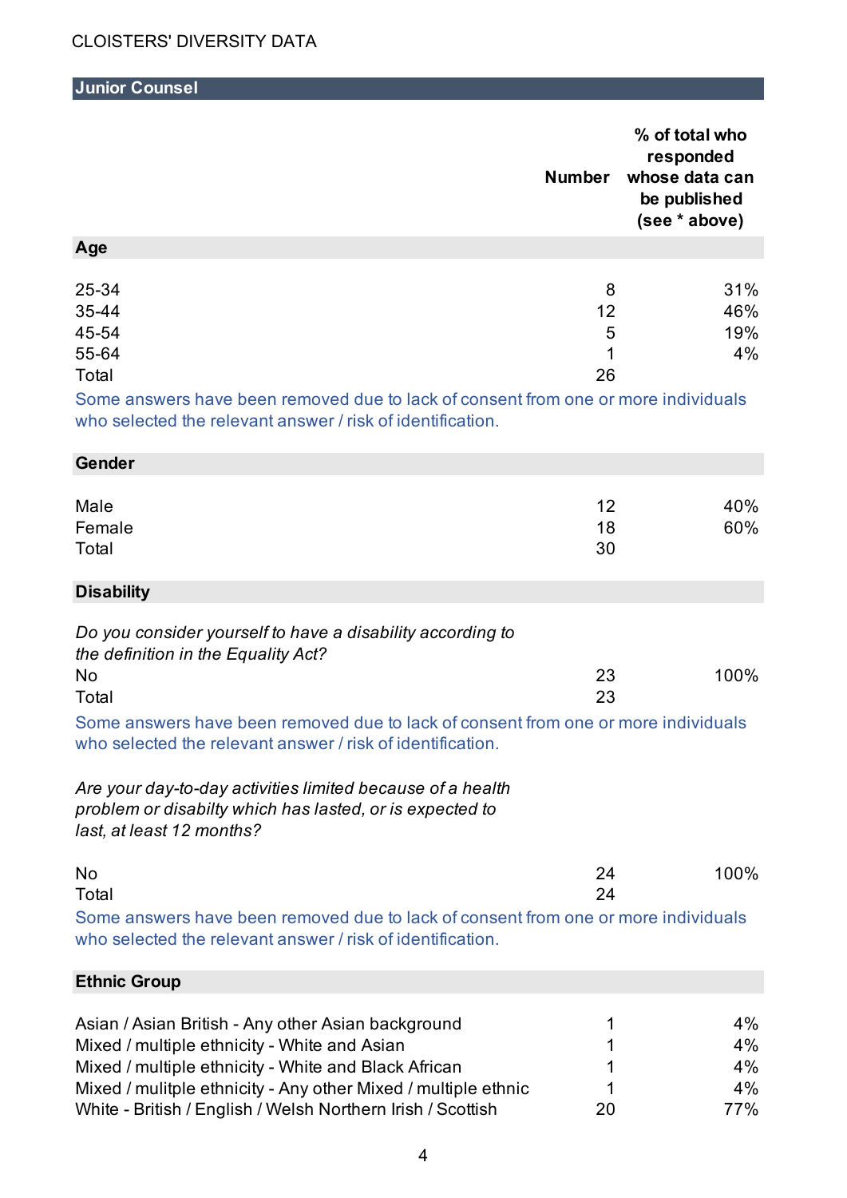CLOISTERS' DIVERSITY DATA

## Junior Counsel

| | Number | % of total who responded whose data can be published (see * above) |
|---|---|---|
| **Age** | | |
| 25-34 | 8 | 31% |
| 35-44 | 12 | 46% |
| 45-54 | 5 | 19% |
| 55-64 | 1 | 4% |
| Total | 26 | |

Some answers have been removed due to lack of consent from one or more individuals who selected the relevant answer / risk of identification.

| **Gender** | | |
|---|---|---|
| Male | 12 | 40% |
| Female | 18 | 60% |
| Total | 30 | |

### Disability

*Do you consider yourself to have a disability according to the definition in the Equality Act?*

| | | |
|---|---|---|
| No | 23 | 100% |
| Total | 23 | |

Some answers have been removed due to lack of consent from one or more individuals who selected the relevant answer / risk of identification.

*Are your day-to-day activities limited because of a health problem or disabilty which has lasted, or is expected to last, at least 12 months?*

| | | |
|---|---|---|
| No | 24 | 100% |
| Total | 24 | |

Some answers have been removed due to lack of consent from one or more individuals who selected the relevant answer / risk of identification.

| **Ethnic Group** | | |
|---|---|---|
| Asian / Asian British - Any other Asian background | 1 | 4% |
| Mixed / multiple ethnicity - White and Asian | 1 | 4% |
| Mixed / multiple ethnicity - White and Black African | 1 | 4% |
| Mixed / mulitple ethnicity - Any other Mixed / multiple ethnic | 1 | 4% |
| White - British / English / Welsh Northern Irish / Scottish | 20 | 77% |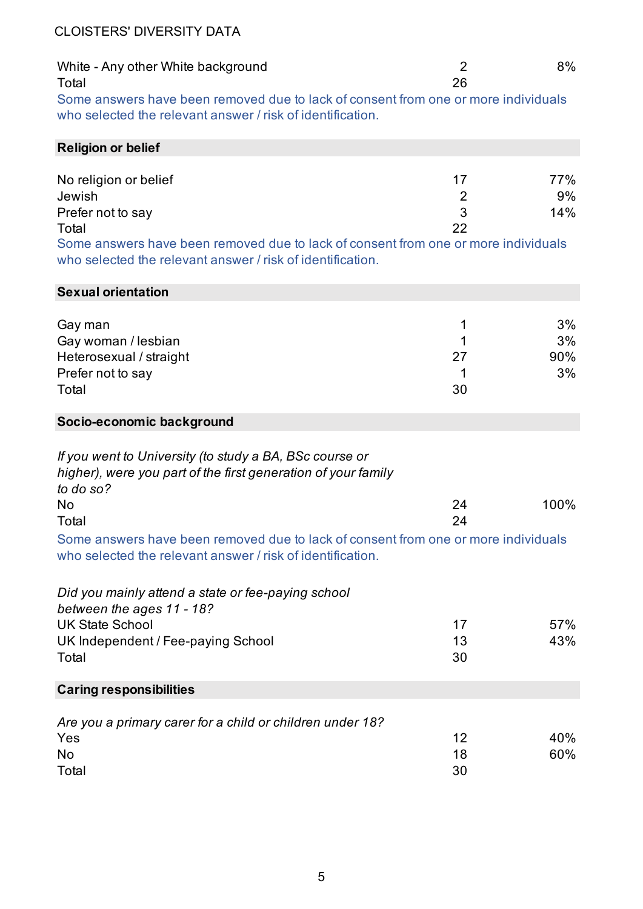| | | |
|---|---|---|
| White - Any other White background | 2 | 8% |
| Total | 26 | |

Some answers have been removed due to lack of consent from one or more individuals who selected the relevant answer / risk of identification.

## Religion or belief

| | | |
|---|---|---|
| No religion or belief | 17 | 77% |
| Jewish | 2 | 9% |
| Prefer not to say | 3 | 14% |
| Total | 22 | |

Some answers have been removed due to lack of consent from one or more individuals who selected the relevant answer / risk of identification.

## Sexual orientation

| | | |
|---|---|---|
| Gay man | 1 | 3% |
| Gay woman / lesbian | 1 | 3% |
| Heterosexual / straight | 27 | 90% |
| Prefer not to say | 1 | 3% |
| Total | 30 | |

## Socio-economic background

*If you went to University (to study a BA, BSc course or higher), were you part of the first generation of your family to do so?*

| | | |
|---|---|---|
| No | 24 | 100% |
| Total | 24 | |

Some answers have been removed due to lack of consent from one or more individuals who selected the relevant answer / risk of identification.

*Did you mainly attend a state or fee-paying school between the ages 11 - 18?*

| | | |
|---|---|---|
| UK State School | 17 | 57% |
| UK Independent / Fee-paying School | 13 | 43% |
| Total | 30 | |

## Caring responsibilities

*Are you a primary carer for a child or children under 18?*

| | | |
|---|---|---|
| Yes | 12 | 40% |
| No | 18 | 60% |
| Total | 30 | |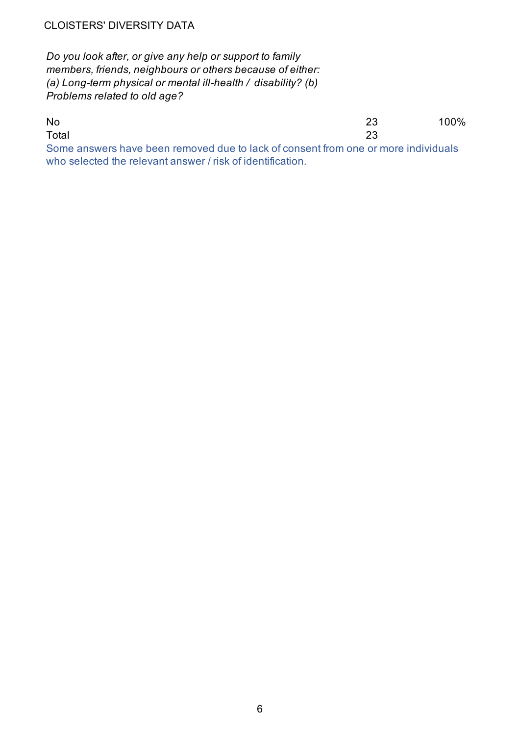*Do you look after, or give any help or support to family members, friends, neighbours or others because of either: (a) Long-term physical or mental ill-health / disability? (b) Problems related to old age?*

| | | |
|---|---|---|
| No | 23 | 100% |
| Total | 23 | |

Some answers have been removed due to lack of consent from one or more individuals who selected the relevant answer / risk of identification.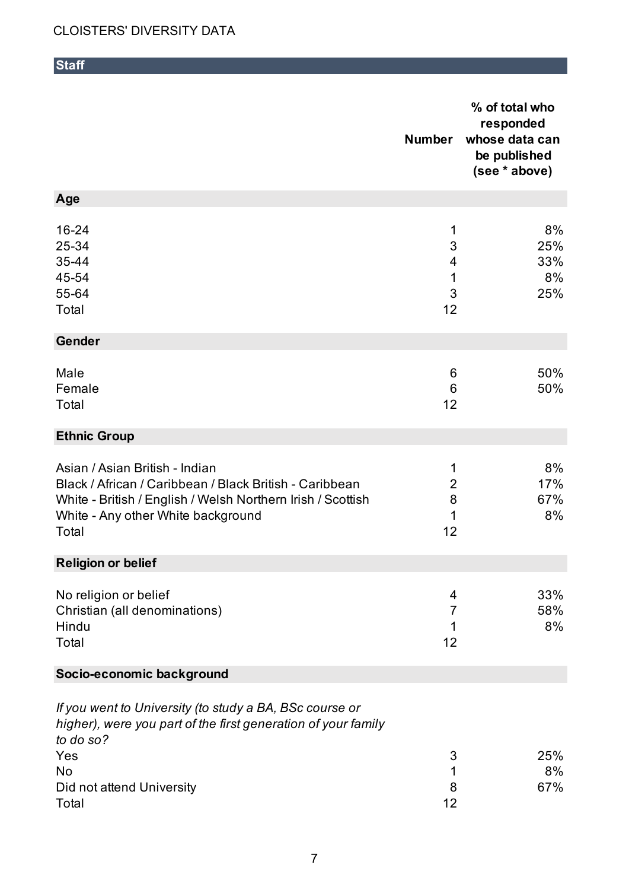CLOISTERS' DIVERSITY DATA

## Staff

| | Number | % of total who responded whose data can be published (see * above) |
|---|---|---|
| **Age** | | |
| 16-24 | 1 | 8% |
| 25-34 | 3 | 25% |
| 35-44 | 4 | 33% |
| 45-54 | 1 | 8% |
| 55-64 | 3 | 25% |
| Total | 12 | |
| **Gender** | | |
| Male | 6 | 50% |
| Female | 6 | 50% |
| Total | 12 | |
| **Ethnic Group** | | |
| Asian / Asian British - Indian | 1 | 8% |
| Black / African / Caribbean / Black British - Caribbean | 2 | 17% |
| White - British / English / Welsh Northern Irish / Scottish | 8 | 67% |
| White - Any other White background | 1 | 8% |
| Total | 12 | |
| **Religion or belief** | | |
| No religion or belief | 4 | 33% |
| Christian (all denominations) | 7 | 58% |
| Hindu | 1 | 8% |
| Total | 12 | |
| **Socio-economic background** | | |
| *If you went to University (to study a BA, BSc course or higher), were you part of the first generation of your family to do so?* | | |
| Yes | 3 | 25% |
| No | 1 | 8% |
| Did not attend University | 8 | 67% |
| Total | 12 | |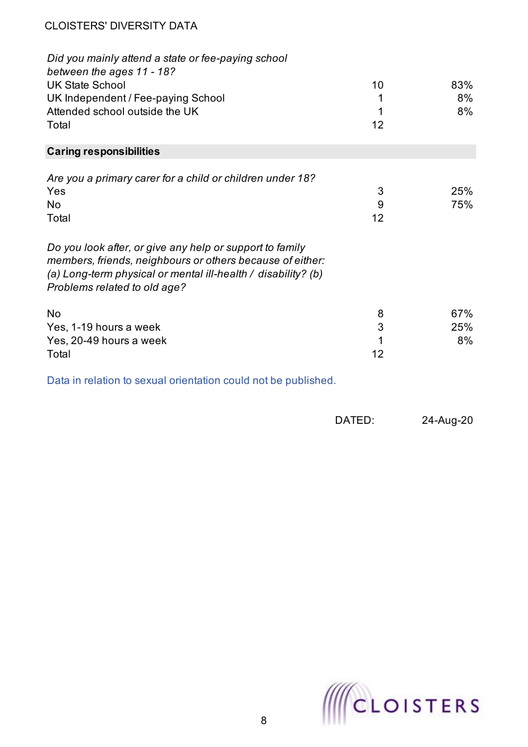| | | |
|---|---|---|
| *Did you mainly attend a state or fee-paying school between the ages 11 - 18?* | | |
| UK State School | 10 | 83% |
| UK Independent / Fee-paying School | 1 | 8% |
| Attended school outside the UK | 1 | 8% |
| Total | 12 | |

## Caring responsibilities

| | | |
|---|---|---|
| *Are you a primary carer for a child or children under 18?* | | |
| Yes | 3 | 25% |
| No | 9 | 75% |
| Total | 12 | |

| | | |
|---|---|---|
| *Do you look after, or give any help or support to family members, friends, neighbours or others because of either: (a) Long-term physical or mental ill-health / disability? (b) Problems related to old age?* | | |
| No | 8 | 67% |
| Yes, 1-19 hours a week | 3 | 25% |
| Yes, 20-49 hours a week | 1 | 8% |
| Total | 12 | |

Data in relation to sexual orientation could not be published.

DATED: 24-Aug-20